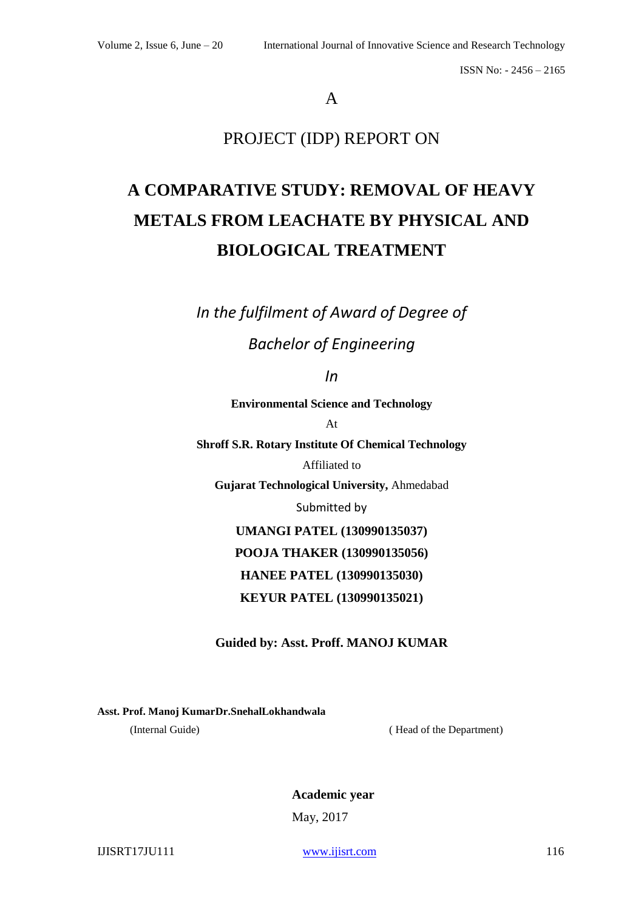A

PROJECT (IDP) REPORT ON

# A COMPARATIVE STUDY: REMOVAL OF HEAVY METALS FROM LEACHATE BY PHYSICAL AND BIOLOGICAL TREATMENT

*In the fulfilment of Award of Degree of*

*Bachelor of Engineering*

*In*

**Environmental Science and Technology**

At

**Shroff S.R. Rotary Institute Of Chemical Technology**

Affiliated to

**Gujarat Technological University,** Ahmedabad

Submitted by

**UMANGI PATEL (130990135037)**

**POOJA THAKER (130990135056)**

**HANEE PATEL (130990135030)**

**KEYUR PATEL (130990135021)**

**Guided by: Asst. Proff. MANOJ KUMAR**

**Asst. Prof. Manoj KumarDr.SnehalLokhandwala**

(Internal Guide) ( Head of the Department)

**Academic year**

May, 2017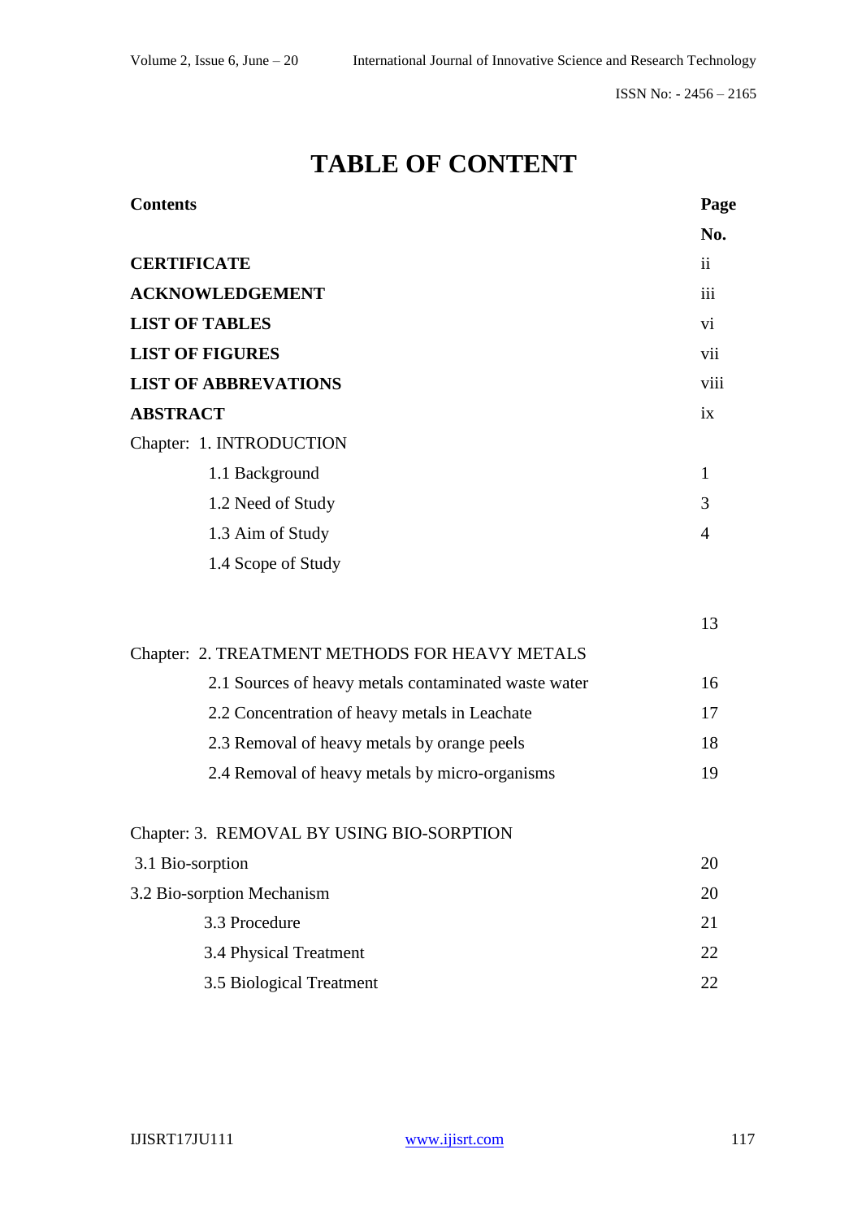# TABLE OF CONTENT

| Contents | Page No. |
|---|---|
| **CERTIFICATE** | ii |
| **ACKNOWLEDGEMENT** | iii |
| **LIST OF TABLES** | vi |
| **LIST OF FIGURES** | vii |
| **LIST OF ABBREVATIONS** | viii |
| **ABSTRACT** | ix |
| Chapter: 1. INTRODUCTION | |
| 1.1 Background | 1 |
| 1.2 Need of Study | 3 |
| 1.3 Aim of Study | 4 |
| 1.4 Scope of Study | |
| | 13 |
| Chapter: 2. TREATMENT METHODS FOR HEAVY METALS | |
| 2.1 Sources of heavy metals contaminated waste water | 16 |
| 2.2 Concentration of heavy metals in Leachate | 17 |
| 2.3 Removal of heavy metals by orange peels | 18 |
| 2.4 Removal of heavy metals by micro-organisms | 19 |
| Chapter: 3. REMOVAL BY USING BIO-SORPTION | |
| 3.1 Bio-sorption | 20 |
| 3.2 Bio-sorption Mechanism | 20 |
| 3.3 Procedure | 21 |
| 3.4 Physical Treatment | 22 |
| 3.5 Biological Treatment | 22 |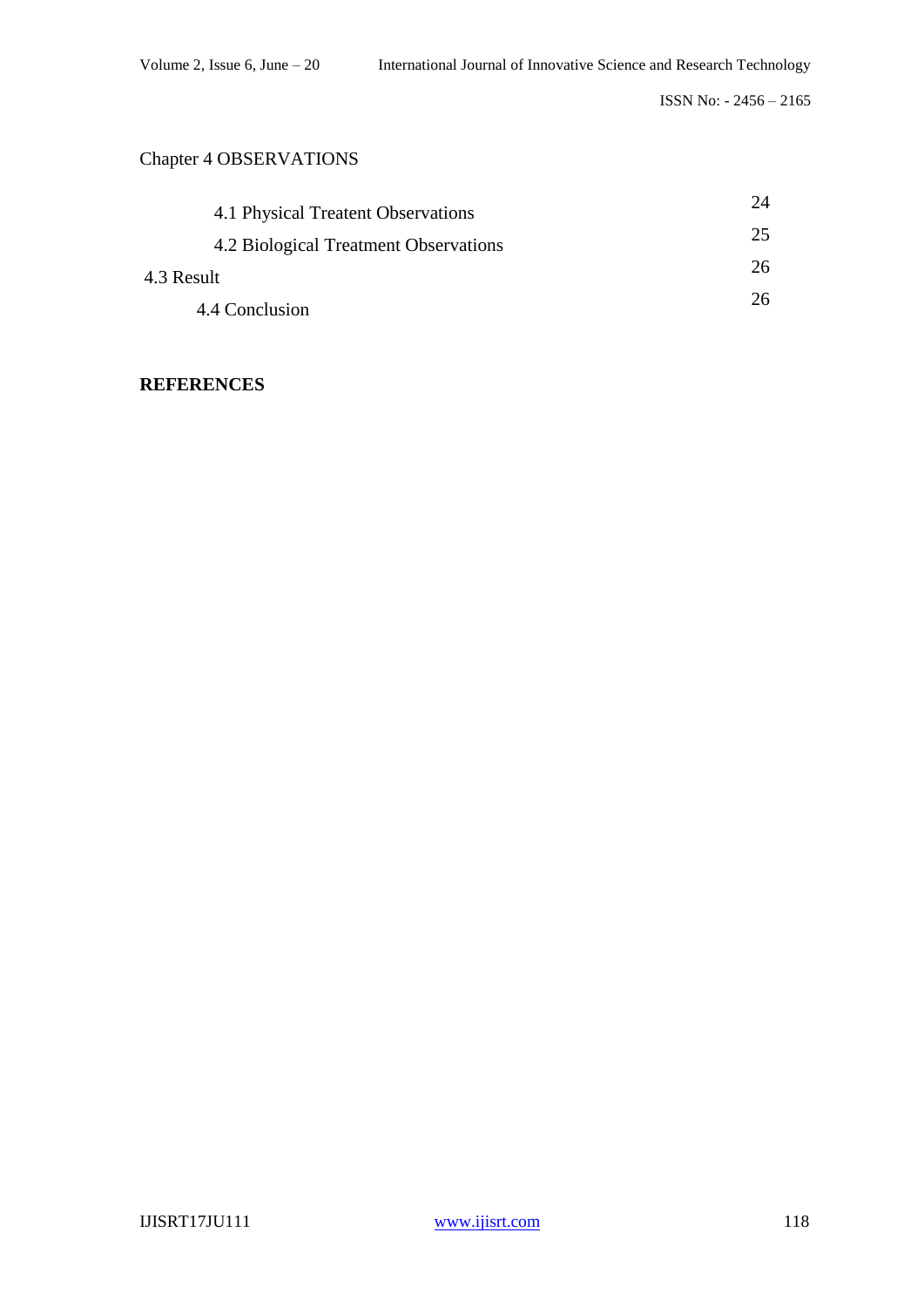Chapter 4 OBSERVATIONS

| | |
|---|---|
| 4.1 Physical Treatent Observations | 24 |
| 4.2 Biological Treatment Observations | 25 |
| 4.3 Result | 26 |
| 4.4 Conclusion | 26 |

**REFERENCES**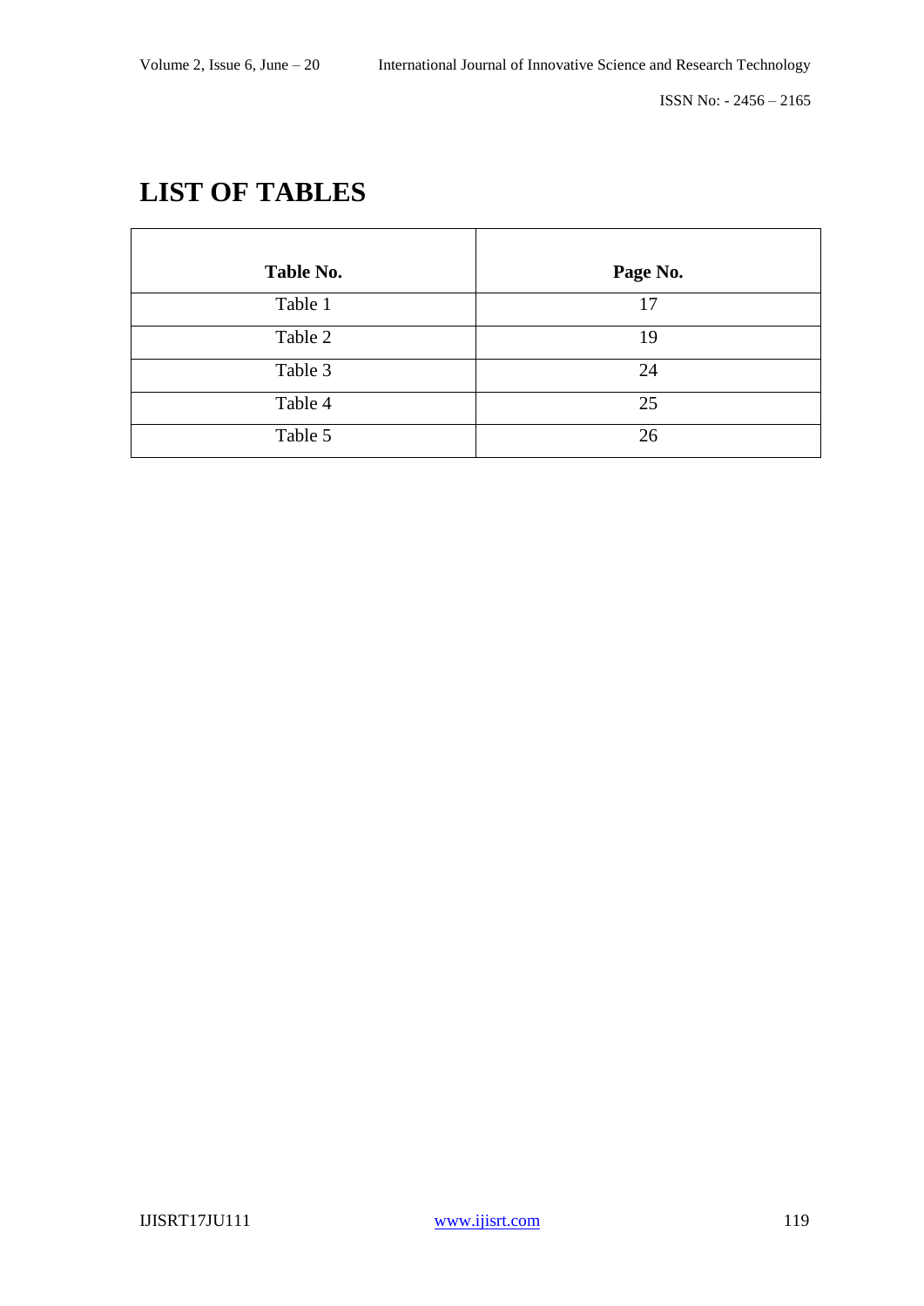# LIST OF TABLES

| Table No. | Page No. |
|---|---|
| Table 1 | 17 |
| Table 2 | 19 |
| Table 3 | 24 |
| Table 4 | 25 |
| Table 5 | 26 |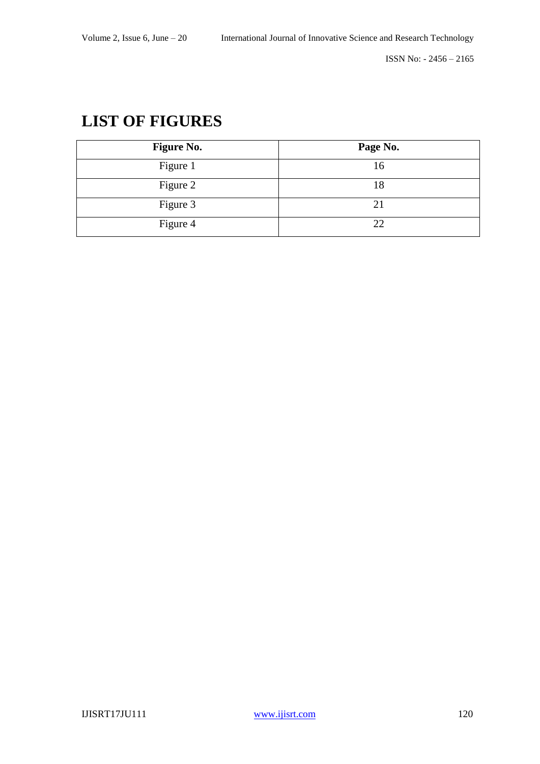# LIST OF FIGURES

| Figure No. | Page No. |
| --- | --- |
| Figure 1 | 16 |
| Figure 2 | 18 |
| Figure 3 | 21 |
| Figure 4 | 22 |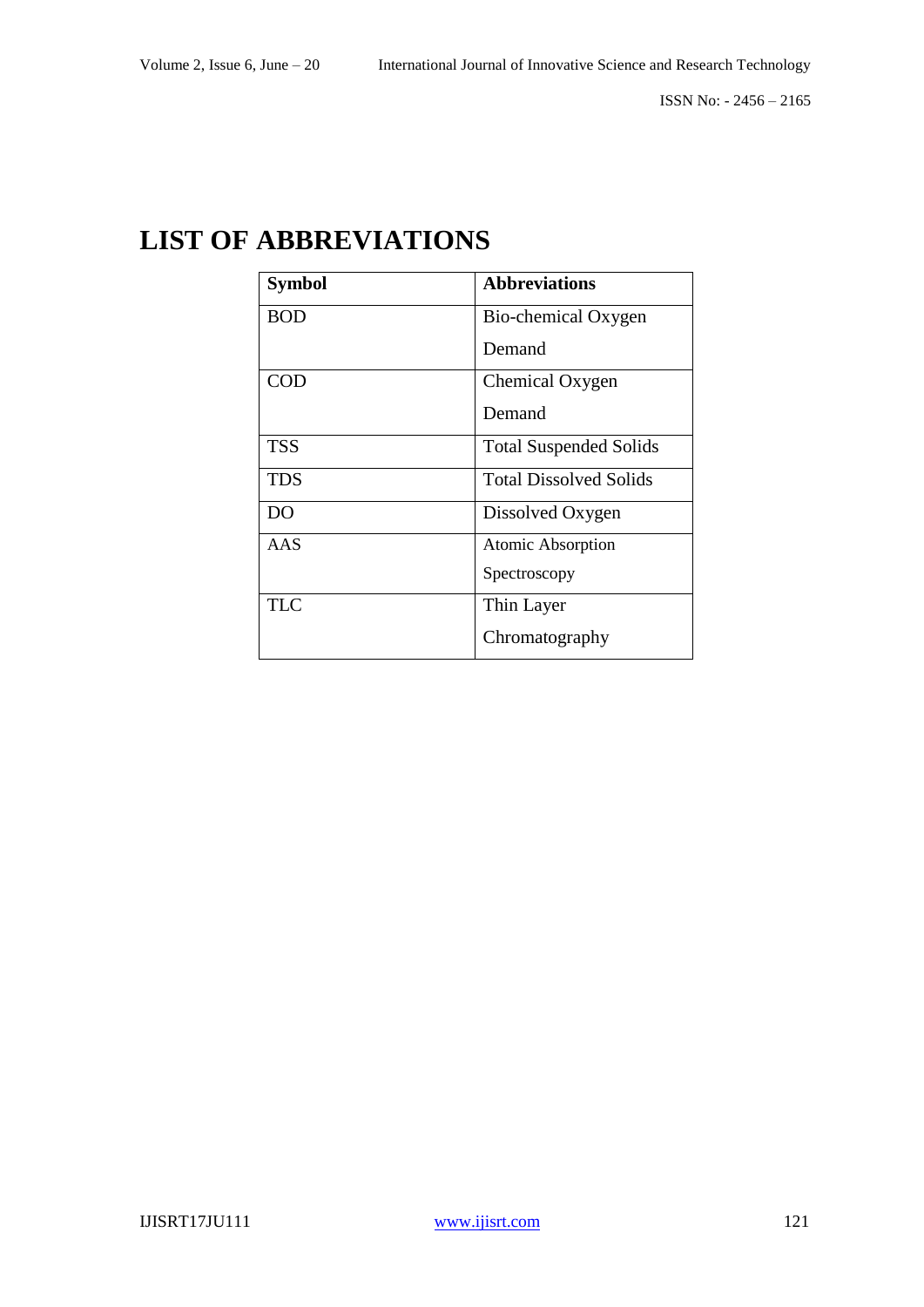# LIST OF ABBREVIATIONS

| Symbol | Abbreviations |
| --- | --- |
| BOD | Bio-chemical Oxygen Demand |
| COD | Chemical Oxygen Demand |
| TSS | Total Suspended Solids |
| TDS | Total Dissolved Solids |
| DO | Dissolved Oxygen |
| AAS | Atomic Absorption Spectroscopy |
| TLC | Thin Layer Chromatography |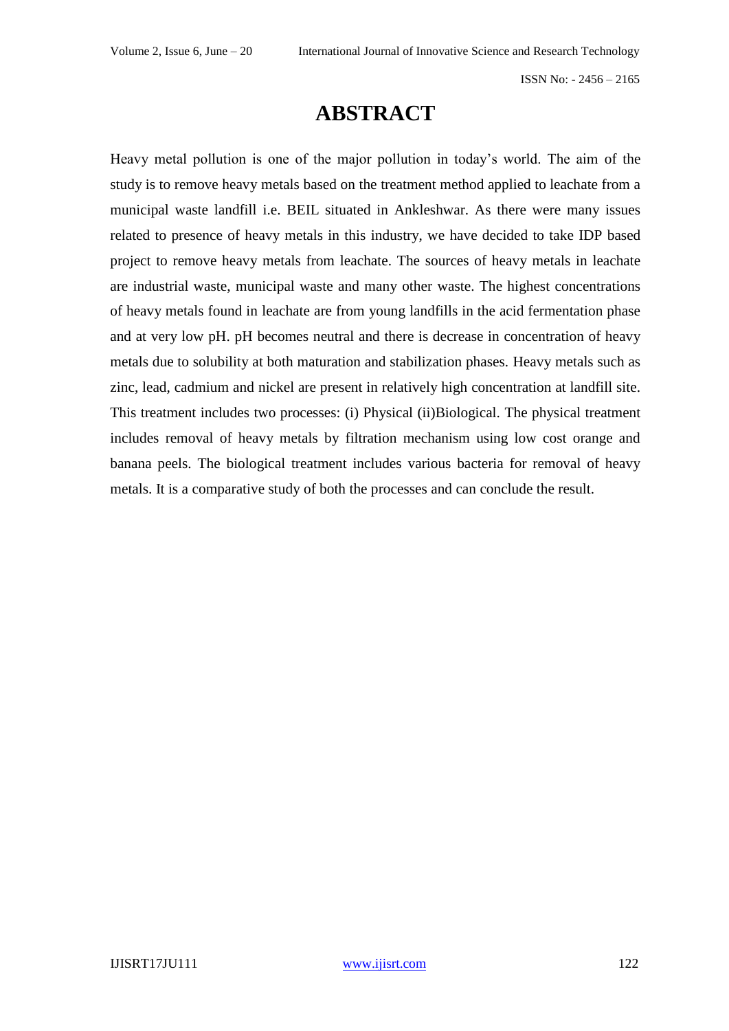# ABSTRACT

Heavy metal pollution is one of the major pollution in today's world. The aim of the study is to remove heavy metals based on the treatment method applied to leachate from a municipal waste landfill i.e. BEIL situated in Ankleshwar. As there were many issues related to presence of heavy metals in this industry, we have decided to take IDP based project to remove heavy metals from leachate. The sources of heavy metals in leachate are industrial waste, municipal waste and many other waste. The highest concentrations of heavy metals found in leachate are from young landfills in the acid fermentation phase and at very low pH. pH becomes neutral and there is decrease in concentration of heavy metals due to solubility at both maturation and stabilization phases. Heavy metals such as zinc, lead, cadmium and nickel are present in relatively high concentration at landfill site. This treatment includes two processes: (i) Physical (ii)Biological. The physical treatment includes removal of heavy metals by filtration mechanism using low cost orange and banana peels. The biological treatment includes various bacteria for removal of heavy metals. It is a comparative study of both the processes and can conclude the result.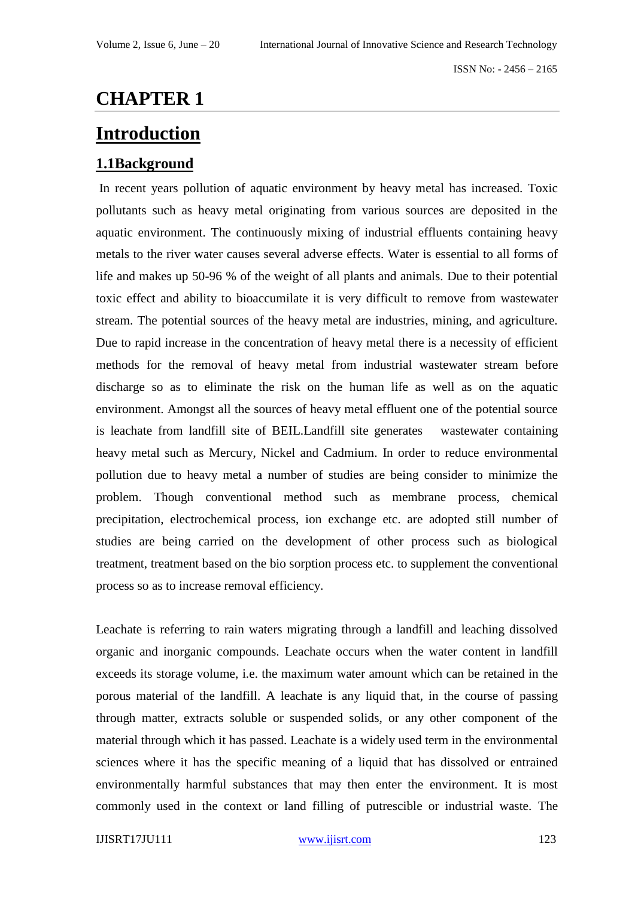# CHAPTER 1

# Introduction

## 1.1Background

In recent years pollution of aquatic environment by heavy metal has increased. Toxic pollutants such as heavy metal originating from various sources are deposited in the aquatic environment. The continuously mixing of industrial effluents containing heavy metals to the river water causes several adverse effects. Water is essential to all forms of life and makes up 50-96 % of the weight of all plants and animals. Due to their potential toxic effect and ability to bioaccumilate it is very difficult to remove from wastewater stream. The potential sources of the heavy metal are industries, mining, and agriculture. Due to rapid increase in the concentration of heavy metal there is a necessity of efficient methods for the removal of heavy metal from industrial wastewater stream before discharge so as to eliminate the risk on the human life as well as on the aquatic environment. Amongst all the sources of heavy metal effluent one of the potential source is leachate from landfill site of BEIL.Landfill site generates wastewater containing heavy metal such as Mercury, Nickel and Cadmium. In order to reduce environmental pollution due to heavy metal a number of studies are being consider to minimize the problem. Though conventional method such as membrane process, chemical precipitation, electrochemical process, ion exchange etc. are adopted still number of studies are being carried on the development of other process such as biological treatment, treatment based on the bio sorption process etc. to supplement the conventional process so as to increase removal efficiency.

Leachate is referring to rain waters migrating through a landfill and leaching dissolved organic and inorganic compounds. Leachate occurs when the water content in landfill exceeds its storage volume, i.e. the maximum water amount which can be retained in the porous material of the landfill. A leachate is any liquid that, in the course of passing through matter, extracts soluble or suspended solids, or any other component of the material through which it has passed. Leachate is a widely used term in the environmental sciences where it has the specific meaning of a liquid that has dissolved or entrained environmentally harmful substances that may then enter the environment. It is most commonly used in the context or land filling of putrescible or industrial waste. The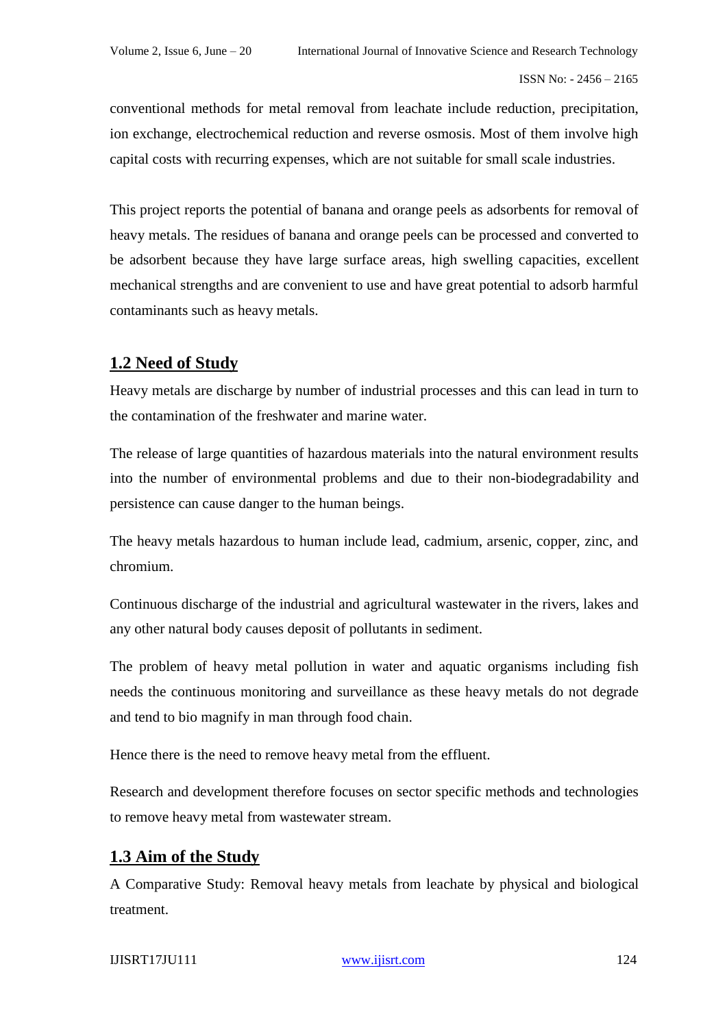conventional methods for metal removal from leachate include reduction, precipitation, ion exchange, electrochemical reduction and reverse osmosis. Most of them involve high capital costs with recurring expenses, which are not suitable for small scale industries.

This project reports the potential of banana and orange peels as adsorbents for removal of heavy metals. The residues of banana and orange peels can be processed and converted to be adsorbent because they have large surface areas, high swelling capacities, excellent mechanical strengths and are convenient to use and have great potential to adsorb harmful contaminants such as heavy metals.

## 1.2 Need of Study

Heavy metals are discharge by number of industrial processes and this can lead in turn to the contamination of the freshwater and marine water.

The release of large quantities of hazardous materials into the natural environment results into the number of environmental problems and due to their non-biodegradability and persistence can cause danger to the human beings.

The heavy metals hazardous to human include lead, cadmium, arsenic, copper, zinc, and chromium.

Continuous discharge of the industrial and agricultural wastewater in the rivers, lakes and any other natural body causes deposit of pollutants in sediment.

The problem of heavy metal pollution in water and aquatic organisms including fish needs the continuous monitoring and surveillance as these heavy metals do not degrade and tend to bio magnify in man through food chain.

Hence there is the need to remove heavy metal from the effluent.

Research and development therefore focuses on sector specific methods and technologies to remove heavy metal from wastewater stream.

## 1.3 Aim of the Study

A Comparative Study: Removal heavy metals from leachate by physical and biological treatment.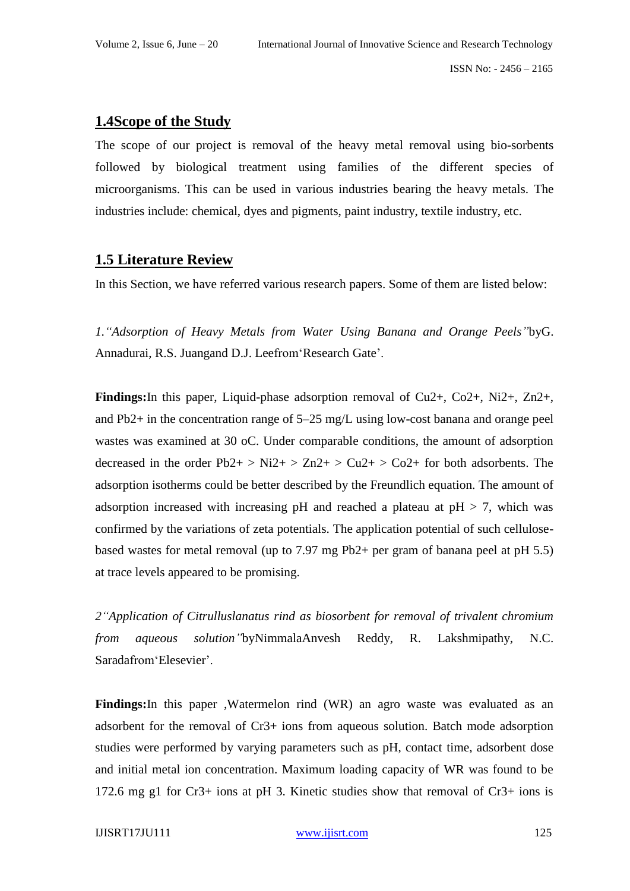## 1.4Scope of the Study

The scope of our project is removal of the heavy metal removal using bio-sorbents followed by biological treatment using families of the different species of microorganisms. This can be used in various industries bearing the heavy metals. The industries include: chemical, dyes and pigments, paint industry, textile industry, etc.

## 1.5 Literature Review

In this Section, we have referred various research papers. Some of them are listed below:

*1."Adsorption of Heavy Metals from Water Using Banana and Orange Peels"*byG. Annadurai, R.S. Juangand D.J. Leefrom'Research Gate'.

**Findings:**In this paper, Liquid-phase adsorption removal of $Cu^{2+}$, $Co^{2+}$, $Ni^{2+}$, $Zn^{2+}$, and $Pb^{2+}$ in the concentration range of 5–25 mg/L using low-cost banana and orange peel wastes was examined at 30 oC. Under comparable conditions, the amount of adsorption decreased in the order $Pb^{2+} > Ni^{2+} > Zn^{2+} > Cu^{2+} > Co^{2+}$ for both adsorbents. The adsorption isotherms could be better described by the Freundlich equation. The amount of adsorption increased with increasing pH and reached a plateau at pH > 7, which was confirmed by the variations of zeta potentials. The application potential of such cellulose-based wastes for metal removal (up to 7.97 mg $Pb^{2+}$ per gram of banana peel at pH 5.5) at trace levels appeared to be promising.

*2"Application of Citrulluslanatus rind as biosorbent for removal of trivalent chromium from aqueous solution"*byNimmalaAnvesh Reddy, R. Lakshmipathy, N.C. Saradafrom'Elesevier'.

**Findings:**In this paper ,Watermelon rind (WR) an agro waste was evaluated as an adsorbent for the removal of $Cr^{3+}$ ions from aqueous solution. Batch mode adsorption studies were performed by varying parameters such as pH, contact time, adsorbent dose and initial metal ion concentration. Maximum loading capacity of WR was found to be 172.6 mg g1 for $Cr^{3+}$ ions at pH 3. Kinetic studies show that removal of $Cr^{3+}$ ions is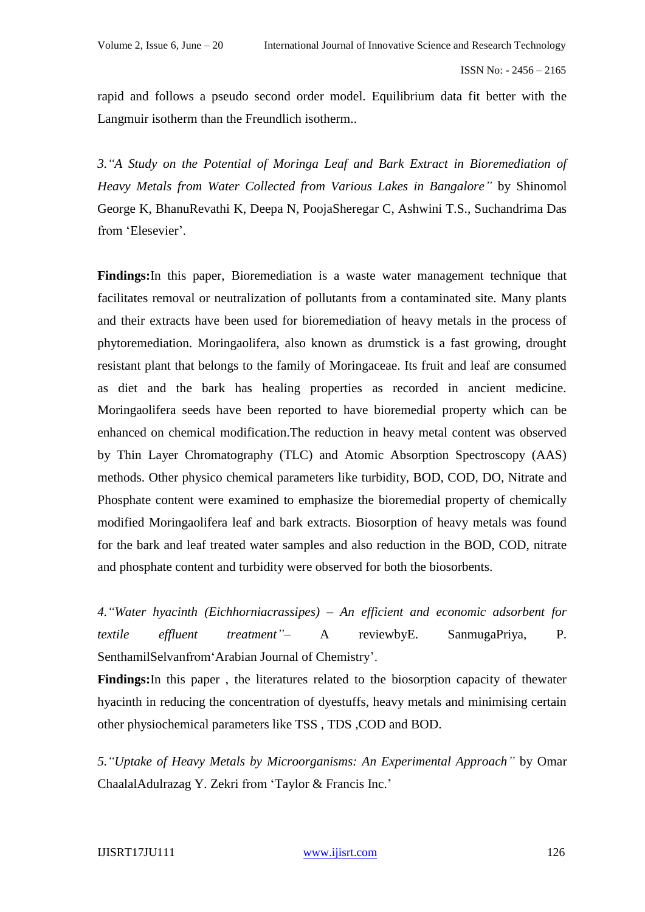rapid and follows a pseudo second order model. Equilibrium data fit better with the Langmuir isotherm than the Freundlich isotherm..

3.*"A Study on the Potential of Moringa Leaf and Bark Extract in Bioremediation of Heavy Metals from Water Collected from Various Lakes in Bangalore"* by Shinomol George K, BhanuRevathi K, Deepa N, PoojaSheregar C, Ashwini T.S., Suchandrima Das from 'Elesevier'.

**Findings:**In this paper, Bioremediation is a waste water management technique that facilitates removal or neutralization of pollutants from a contaminated site. Many plants and their extracts have been used for bioremediation of heavy metals in the process of phytoremediation. Moringaolifera, also known as drumstick is a fast growing, drought resistant plant that belongs to the family of Moringaceae. Its fruit and leaf are consumed as diet and the bark has healing properties as recorded in ancient medicine. Moringaolifera seeds have been reported to have bioremedial property which can be enhanced on chemical modification.The reduction in heavy metal content was observed by Thin Layer Chromatography (TLC) and Atomic Absorption Spectroscopy (AAS) methods. Other physico chemical parameters like turbidity, BOD, COD, DO, Nitrate and Phosphate content were examined to emphasize the bioremedial property of chemically modified Moringaolifera leaf and bark extracts. Biosorption of heavy metals was found for the bark and leaf treated water samples and also reduction in the BOD, COD, nitrate and phosphate content and turbidity were observed for both the biosorbents.

4.*"Water hyacinth (Eichhorniacrassipes) – An efficient and economic adsorbent for textile effluent treatment"*– A reviewbyE. SanmugaPriya, P. SenthamilSelvanfrom'Arabian Journal of Chemistry'.

**Findings:**In this paper , the literatures related to the biosorption capacity of thewater hyacinth in reducing the concentration of dyestuffs, heavy metals and minimising certain other physiochemical parameters like TSS , TDS ,COD and BOD.

5.*"Uptake of Heavy Metals by Microorganisms: An Experimental Approach"* by Omar ChaalalAdulrazag Y. Zekri from 'Taylor & Francis Inc.'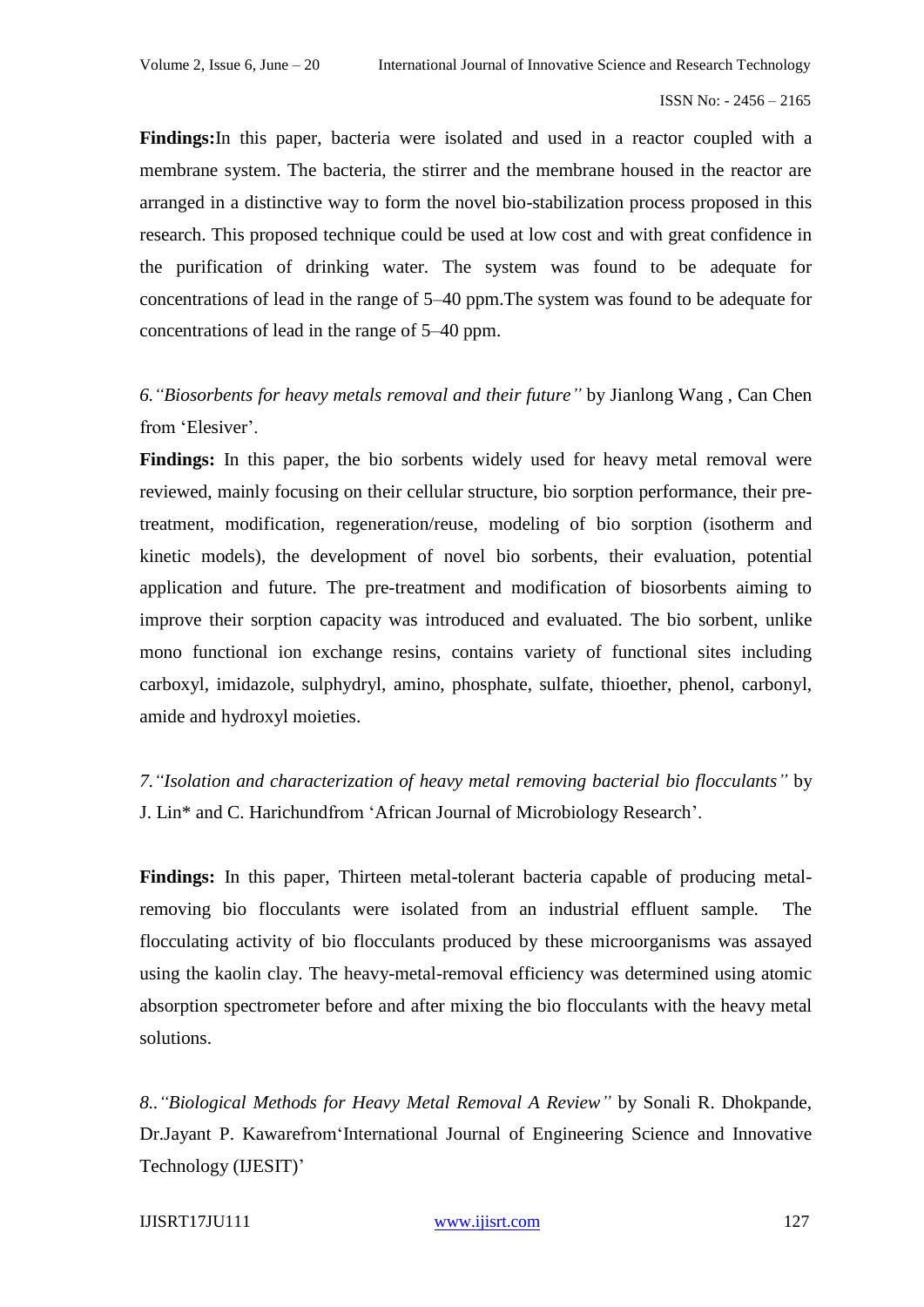**Findings:**In this paper, bacteria were isolated and used in a reactor coupled with a membrane system. The bacteria, the stirrer and the membrane housed in the reactor are arranged in a distinctive way to form the novel bio-stabilization process proposed in this research. This proposed technique could be used at low cost and with great confidence in the purification of drinking water. The system was found to be adequate for concentrations of lead in the range of 5–40 ppm.The system was found to be adequate for concentrations of lead in the range of 5–40 ppm.

6.*"Biosorbents for heavy metals removal and their future"* by Jianlong Wang , Can Chen from 'Elesiver'.

**Findings:** In this paper, the bio sorbents widely used for heavy metal removal were reviewed, mainly focusing on their cellular structure, bio sorption performance, their pre-treatment, modification, regeneration/reuse, modeling of bio sorption (isotherm and kinetic models), the development of novel bio sorbents, their evaluation, potential application and future. The pre-treatment and modification of biosorbents aiming to improve their sorption capacity was introduced and evaluated. The bio sorbent, unlike mono functional ion exchange resins, contains variety of functional sites including carboxyl, imidazole, sulphydryl, amino, phosphate, sulfate, thioether, phenol, carbonyl, amide and hydroxyl moieties.

7.*"Isolation and characterization of heavy metal removing bacterial bio flocculants"* by J. Lin* and C. Harichundfrom 'African Journal of Microbiology Research'.

**Findings:** In this paper, Thirteen metal-tolerant bacteria capable of producing metal-removing bio flocculants were isolated from an industrial effluent sample. The flocculating activity of bio flocculants produced by these microorganisms was assayed using the kaolin clay. The heavy-metal-removal efficiency was determined using atomic absorption spectrometer before and after mixing the bio flocculants with the heavy metal solutions.

8..*"Biological Methods for Heavy Metal Removal A Review"* by Sonali R. Dhokpande, Dr.Jayant P. Kawarefrom'International Journal of Engineering Science and Innovative Technology (IJESIT)'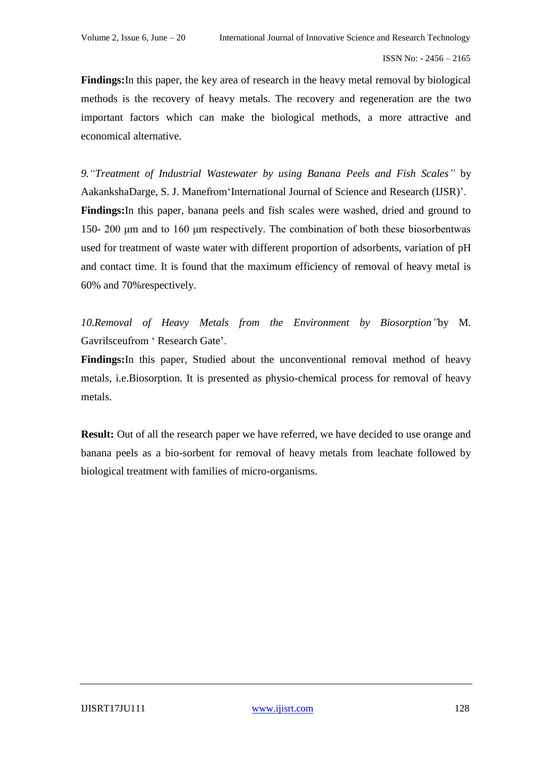**Findings:**In this paper, the key area of research in the heavy metal removal by biological methods is the recovery of heavy metals. The recovery and regeneration are the two important factors which can make the biological methods, a more attractive and economical alternative.

*9."Treatment of Industrial Wastewater by using Banana Peels and Fish Scales"* by AakankshaDarge, S. J. Manefrom'International Journal of Science and Research (IJSR)'.

**Findings:**In this paper, banana peels and fish scales were washed, dried and ground to 150- 200 μm and to 160 μm respectively. The combination of both these biosorbentwas used for treatment of waste water with different proportion of adsorbents, variation of pH and contact time. It is found that the maximum efficiency of removal of heavy metal is 60% and 70%respectively.

*10.Removal of Heavy Metals from the Environment by Biosorption"*by M. Gavrilsceufrom ' Research Gate'.

**Findings:**In this paper, Studied about the unconventional removal method of heavy metals, i.e.Biosorption. It is presented as physio-chemical process for removal of heavy metals.

**Result:** Out of all the research paper we have referred, we have decided to use orange and banana peels as a bio-sorbent for removal of heavy metals from leachate followed by biological treatment with families of micro-organisms.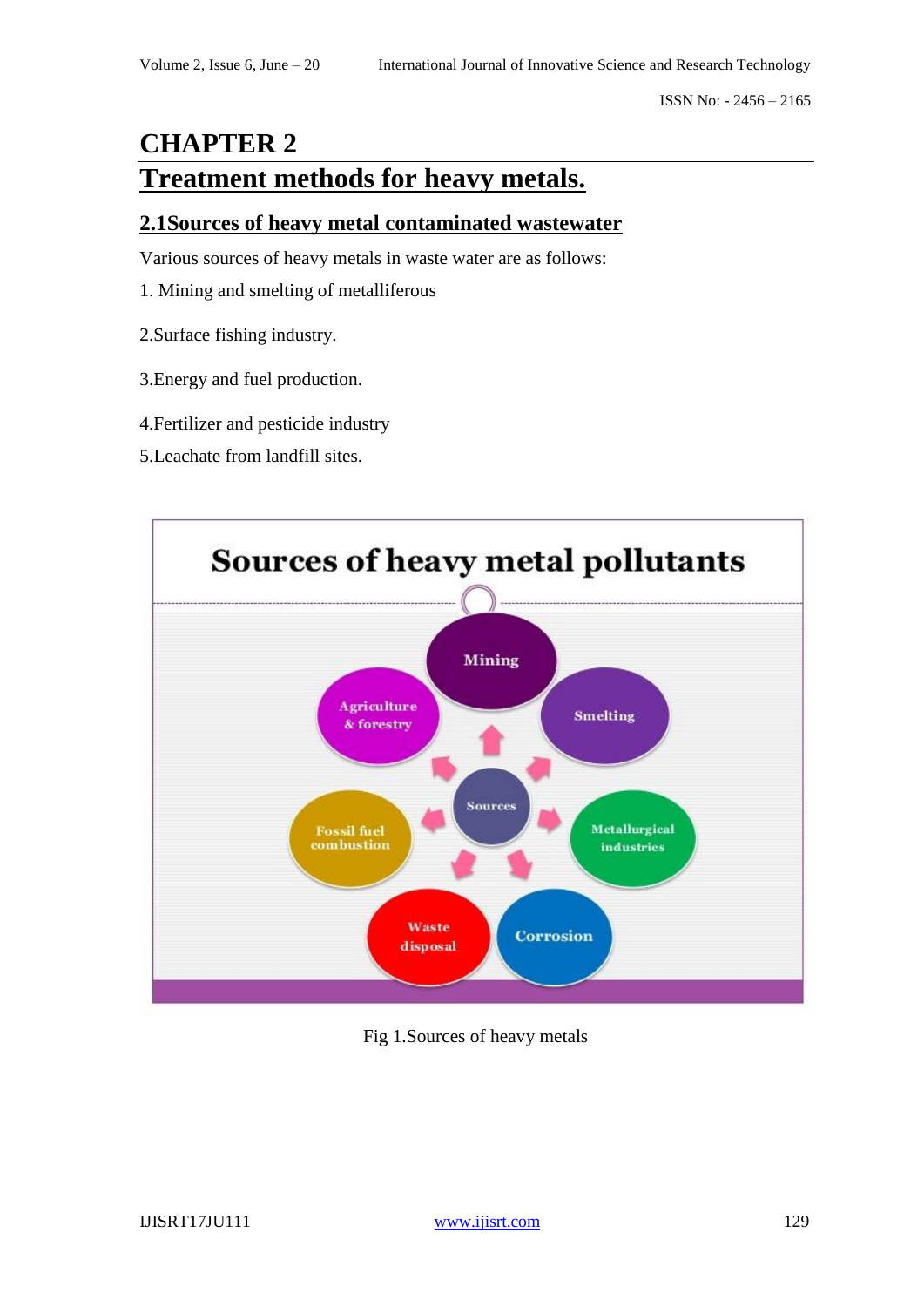# CHAPTER 2

## Treatment methods for heavy metals.

### 2.1Sources of heavy metal contaminated wastewater

Various sources of heavy metals in waste water are as follows:

1. Mining and smelting of metalliferous

2.Surface fishing industry.

3.Energy and fuel production.

4.Fertilizer and pesticide industry

5.Leachate from landfill sites.

Fig 1.Sources of heavy metals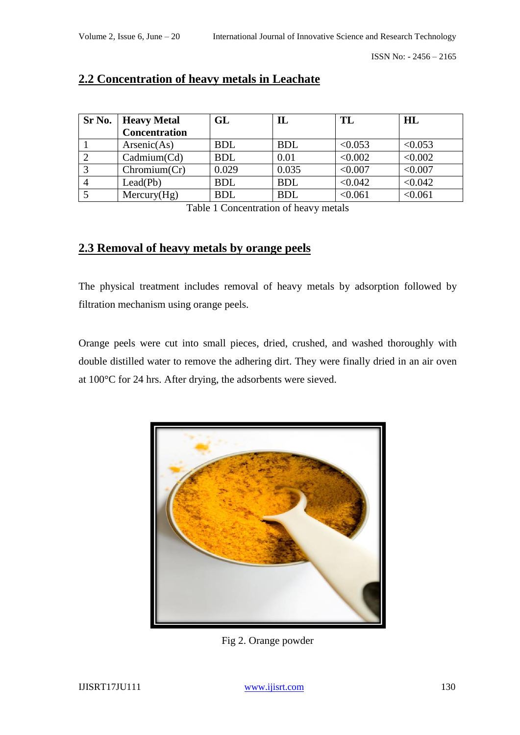## 2.2 Concentration of heavy metals in Leachate

| Sr No. | Heavy Metal Concentration | GL | IL | TL | HL |
|---|---|---|---|---|---|
| 1 | Arsenic(As) | BDL | BDL | <0.053 | <0.053 |
| 2 | Cadmium(Cd) | BDL | 0.01 | <0.002 | <0.002 |
| 3 | Chromium(Cr) | 0.029 | 0.035 | <0.007 | <0.007 |
| 4 | Lead(Pb) | BDL | BDL | <0.042 | <0.042 |
| 5 | Mercury(Hg) | BDL | BDL | <0.061 | <0.061 |

Table 1 Concentration of heavy metals

## 2.3 Removal of heavy metals by orange peels

The physical treatment includes removal of heavy metals by adsorption followed by filtration mechanism using orange peels.

Orange peels were cut into small pieces, dried, crushed, and washed thoroughly with double distilled water to remove the adhering dirt. They were finally dried in an air oven at 100°C for 24 hrs. After drying, the adsorbents were sieved.

Fig 2. Orange powder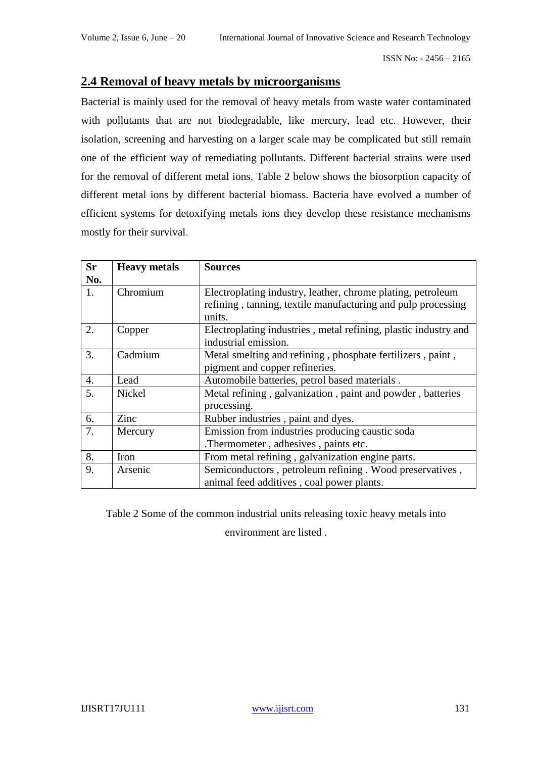## 2.4 Removal of heavy metals by microorganisms

Bacterial is mainly used for the removal of heavy metals from waste water contaminated with pollutants that are not biodegradable, like mercury, lead etc. However, their isolation, screening and harvesting on a larger scale may be complicated but still remain one of the efficient way of remediating pollutants. Different bacterial strains were used for the removal of different metal ions. Table 2 below shows the biosorption capacity of different metal ions by different bacterial biomass. Bacteria have evolved a number of efficient systems for detoxifying metals ions they develop these resistance mechanisms mostly for their survival.

| Sr No. | Heavy metals | Sources |
|---|---|---|
| 1. | Chromium | Electroplating industry, leather, chrome plating, petroleum refining , tanning, textile manufacturing and pulp processing units. |
| 2. | Copper | Electroplating industries , metal refining, plastic industry and industrial emission. |
| 3. | Cadmium | Metal smelting and refining , phosphate fertilizers , paint , pigment and copper refineries. |
| 4. | Lead | Automobile batteries, petrol based materials . |
| 5. | Nickel | Metal refining , galvanization , paint and powder , batteries processing. |
| 6. | Zinc | Rubber industries , paint and dyes. |
| 7. | Mercury | Emission from industries producing caustic soda .Thermometer , adhesives , paints etc. |
| 8. | Iron | From metal refining , galvanization engine parts. |
| 9. | Arsenic | Semiconductors , petroleum refining . Wood preservatives , animal feed additives , coal power plants. |

Table 2 Some of the common industrial units releasing toxic heavy metals into environment are listed .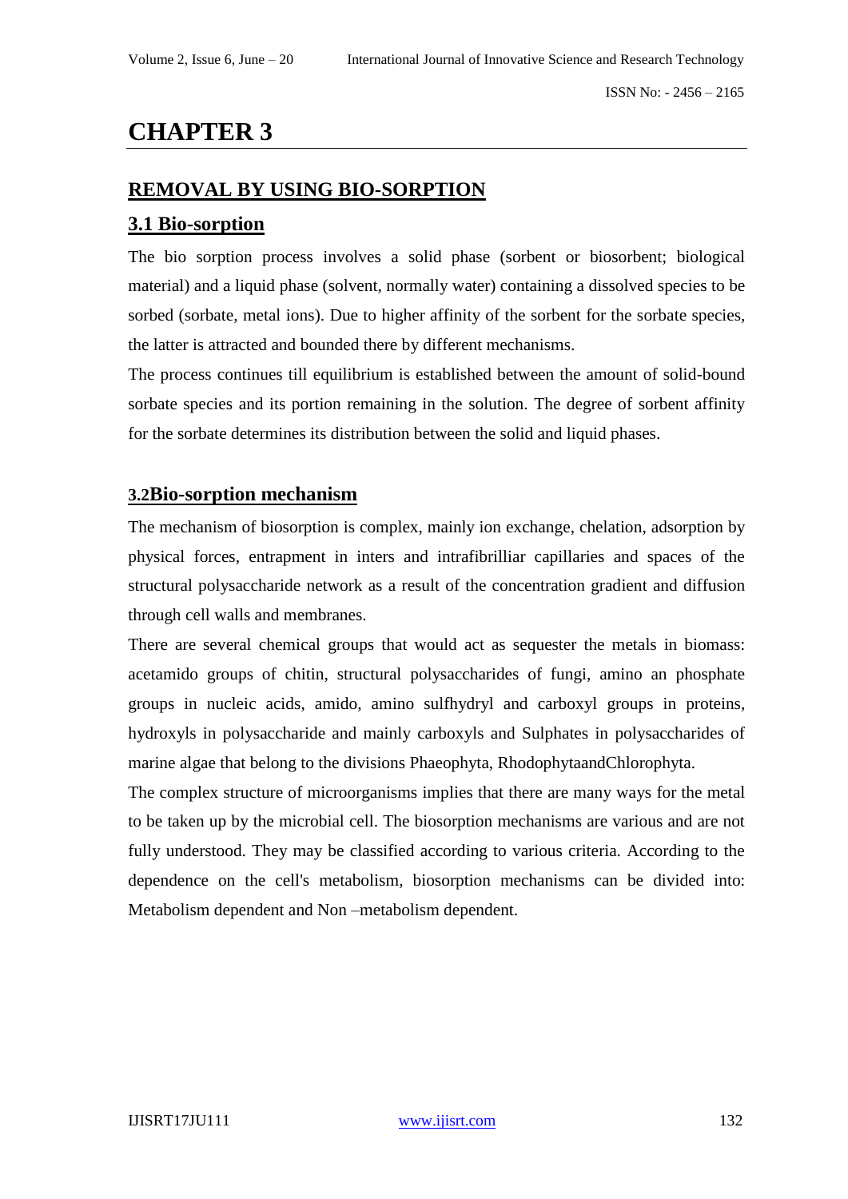# CHAPTER 3

## REMOVAL BY USING BIO-SORPTION

### 3.1 Bio-sorption

The bio sorption process involves a solid phase (sorbent or biosorbent; biological material) and a liquid phase (solvent, normally water) containing a dissolved species to be sorbed (sorbate, metal ions). Due to higher affinity of the sorbent for the sorbate species, the latter is attracted and bounded there by different mechanisms.

The process continues till equilibrium is established between the amount of solid-bound sorbate species and its portion remaining in the solution. The degree of sorbent affinity for the sorbate determines its distribution between the solid and liquid phases.

### 3.2Bio-sorption mechanism

The mechanism of biosorption is complex, mainly ion exchange, chelation, adsorption by physical forces, entrapment in inters and intrafibrilliar capillaries and spaces of the structural polysaccharide network as a result of the concentration gradient and diffusion through cell walls and membranes.

There are several chemical groups that would act as sequester the metals in biomass: acetamido groups of chitin, structural polysaccharides of fungi, amino an phosphate groups in nucleic acids, amido, amino sulfhydryl and carboxyl groups in proteins, hydroxyls in polysaccharide and mainly carboxyls and Sulphates in polysaccharides of marine algae that belong to the divisions Phaeophyta, RhodophytaandChlorophyta.

The complex structure of microorganisms implies that there are many ways for the metal to be taken up by the microbial cell. The biosorption mechanisms are various and are not fully understood. They may be classified according to various criteria. According to the dependence on the cell's metabolism, biosorption mechanisms can be divided into: Metabolism dependent and Non –metabolism dependent.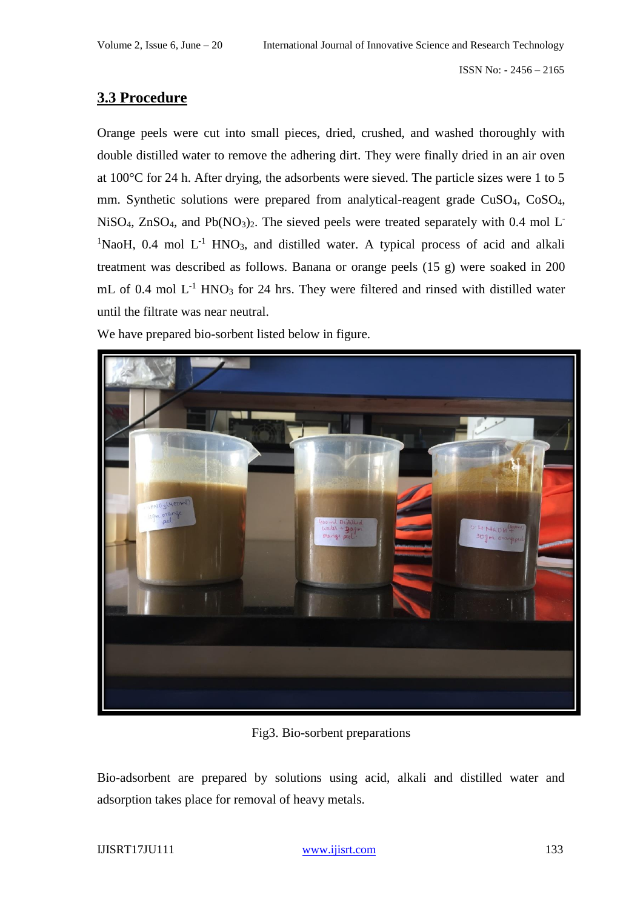## 3.3 Procedure

Orange peels were cut into small pieces, dried, crushed, and washed thoroughly with double distilled water to remove the adhering dirt. They were finally dried in an air oven at 100°C for 24 h. After drying, the adsorbents were sieved. The particle sizes were 1 to 5 mm. Synthetic solutions were prepared from analytical-reagent grade $CuSO_4$, $CoSO_4$, $NiSO_4$, $ZnSO_4$, and $Pb(NO_3)_2$. The sieved peels were treated separately with 0.4 mol $L^{-1}$NaoH, 0.4 mol $L^{-1}$ $HNO_3$, and distilled water. A typical process of acid and alkali treatment was described as follows. Banana or orange peels (15 g) were soaked in 200 mL of 0.4 mol $L^{-1}$ $HNO_3$ for 24 hrs. They were filtered and rinsed with distilled water until the filtrate was near neutral.

We have prepared bio-sorbent listed below in figure.

Fig3. Bio-sorbent preparations

Bio-adsorbent are prepared by solutions using acid, alkali and distilled water and adsorption takes place for removal of heavy metals.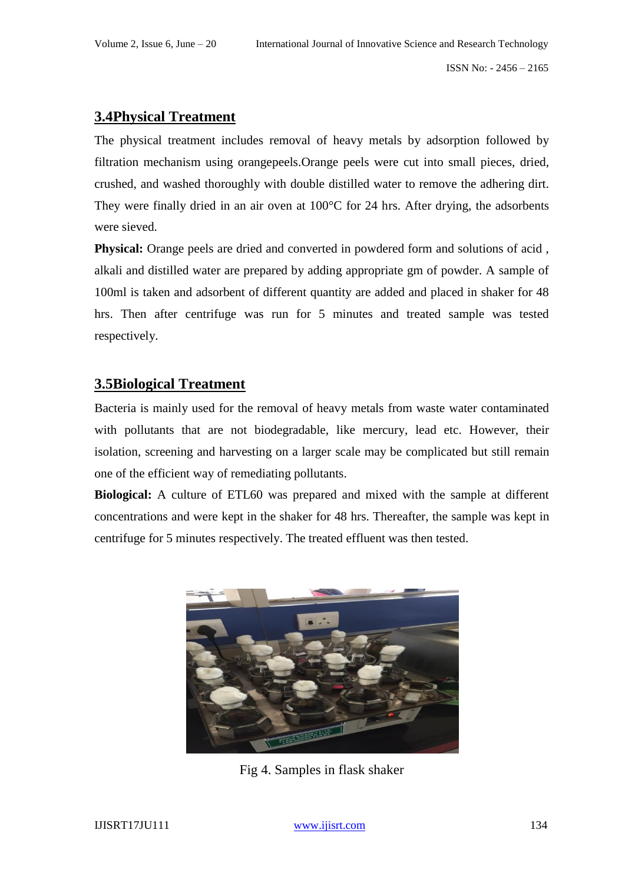## 3.4Physical Treatment

The physical treatment includes removal of heavy metals by adsorption followed by filtration mechanism using orangepeels.Orange peels were cut into small pieces, dried, crushed, and washed thoroughly with double distilled water to remove the adhering dirt. They were finally dried in an air oven at 100°C for 24 hrs. After drying, the adsorbents were sieved.

**Physical:** Orange peels are dried and converted in powdered form and solutions of acid , alkali and distilled water are prepared by adding appropriate gm of powder. A sample of 100ml is taken and adsorbent of different quantity are added and placed in shaker for 48 hrs. Then after centrifuge was run for 5 minutes and treated sample was tested respectively.

## 3.5Biological Treatment

Bacteria is mainly used for the removal of heavy metals from waste water contaminated with pollutants that are not biodegradable, like mercury, lead etc. However, their isolation, screening and harvesting on a larger scale may be complicated but still remain one of the efficient way of remediating pollutants.

**Biological:** A culture of ETL60 was prepared and mixed with the sample at different concentrations and were kept in the shaker for 48 hrs. Thereafter, the sample was kept in centrifuge for 5 minutes respectively. The treated effluent was then tested.

Fig 4. Samples in flask shaker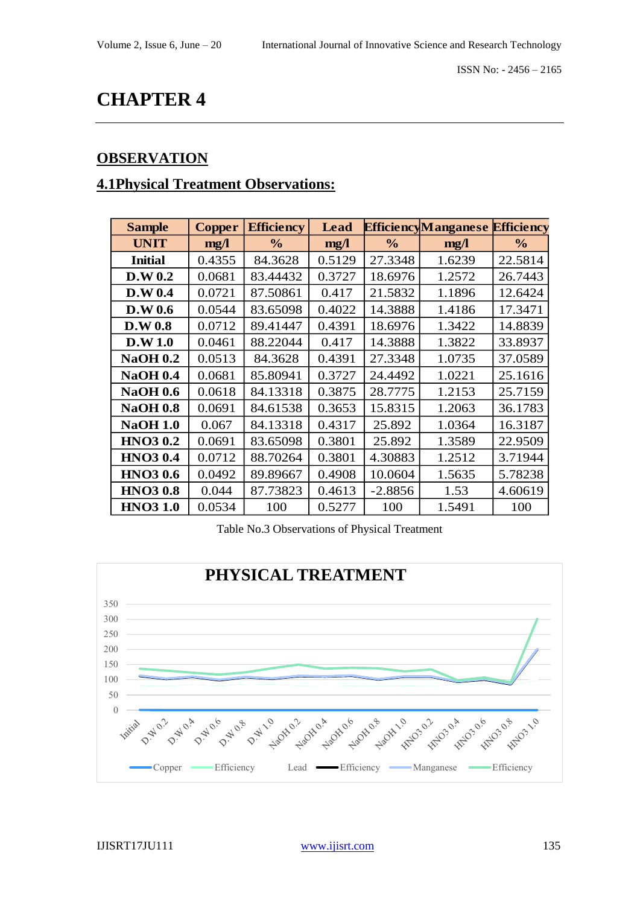# CHAPTER 4

## OBSERVATION

### 4.1Physical Treatment Observations:

| Sample | Copper | Efficiency | Lead | Efficiency | Manganese | Efficiency |
|---|---|---|---|---|---|---|
| UNIT | mg/l | % | mg/l | % | mg/l | % |
| Initial | 0.4355 | 84.3628 | 0.5129 | 27.3348 | 1.6239 | 22.5814 |
| D.W 0.2 | 0.0681 | 83.44432 | 0.3727 | 18.6976 | 1.2572 | 26.7443 |
| D.W 0.4 | 0.0721 | 87.50861 | 0.417 | 21.5832 | 1.1896 | 12.6424 |
| D.W 0.6 | 0.0544 | 83.65098 | 0.4022 | 14.3888 | 1.4186 | 17.3471 |
| D.W 0.8 | 0.0712 | 89.41447 | 0.4391 | 18.6976 | 1.3422 | 14.8839 |
| D.W 1.0 | 0.0461 | 88.22044 | 0.417 | 14.3888 | 1.3822 | 33.8937 |
| NaOH 0.2 | 0.0513 | 84.3628 | 0.4391 | 27.3348 | 1.0735 | 37.0589 |
| NaOH 0.4 | 0.0681 | 85.80941 | 0.3727 | 24.4492 | 1.0221 | 25.1616 |
| NaOH 0.6 | 0.0618 | 84.13318 | 0.3875 | 28.7775 | 1.2153 | 25.7159 |
| NaOH 0.8 | 0.0691 | 84.61538 | 0.3653 | 15.8315 | 1.2063 | 36.1783 |
| NaOH 1.0 | 0.067 | 84.13318 | 0.4317 | 25.892 | 1.0364 | 16.3187 |
| HNO3 0.2 | 0.0691 | 83.65098 | 0.3801 | 25.892 | 1.3589 | 22.9509 |
| HNO3 0.4 | 0.0712 | 88.70264 | 0.3801 | 4.30883 | 1.2512 | 3.71944 |
| HNO3 0.6 | 0.0492 | 89.89667 | 0.4908 | 10.0604 | 1.5635 | 5.78238 |
| HNO3 0.8 | 0.044 | 87.73823 | 0.4613 | -2.8856 | 1.53 | 4.60619 |
| HNO3 1.0 | 0.0534 | 100 | 0.5277 | 100 | 1.5491 | 100 |

Table No.3 Observations of Physical Treatment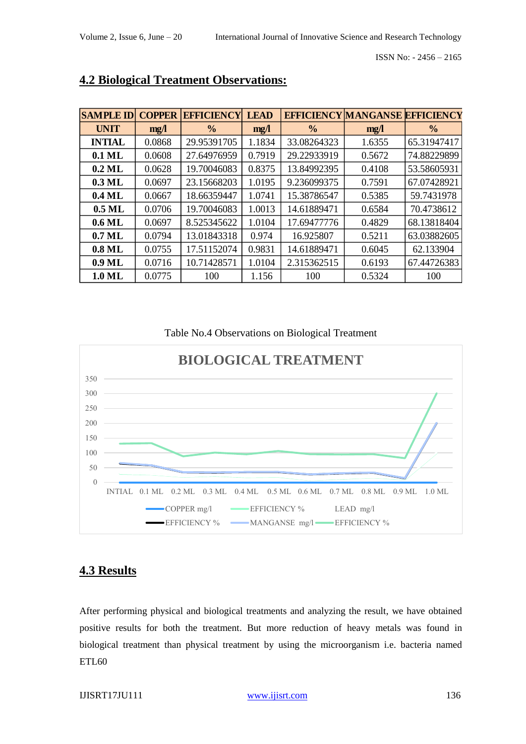## 4.2 Biological Treatment Observations:

| SAMPLE ID | COPPER | EFFICIENCY | LEAD | EFFICIENCY | MANGANSE | EFFICIENCY |
|---|---|---|---|---|---|---|
| UNIT | mg/l | % | mg/l | % | mg/l | % |
| INTIAL | 0.0868 | 29.95391705 | 1.1834 | 33.08264323 | 1.6355 | 65.31947417 |
| 0.1 ML | 0.0608 | 27.64976959 | 0.7919 | 29.22933919 | 0.5672 | 74.88229899 |
| 0.2 ML | 0.0628 | 19.70046083 | 0.8375 | 13.84992395 | 0.4108 | 53.58605931 |
| 0.3 ML | 0.0697 | 23.15668203 | 1.0195 | 9.236099375 | 0.7591 | 67.07428921 |
| 0.4 ML | 0.0667 | 18.66359447 | 1.0741 | 15.38786547 | 0.5385 | 59.7431978 |
| 0.5 ML | 0.0706 | 19.70046083 | 1.0013 | 14.61889471 | 0.6584 | 70.4738612 |
| 0.6 ML | 0.0697 | 8.525345622 | 1.0104 | 17.69477776 | 0.4829 | 68.13818404 |
| 0.7 ML | 0.0794 | 13.01843318 | 0.974 | 16.925807 | 0.5211 | 63.03882605 |
| 0.8 ML | 0.0755 | 17.51152074 | 0.9831 | 14.61889471 | 0.6045 | 62.133904 |
| 0.9 ML | 0.0716 | 10.71428571 | 1.0104 | 2.315362515 | 0.6193 | 67.44726383 |
| 1.0 ML | 0.0775 | 100 | 1.156 | 100 | 0.5324 | 100 |

Table No.4 Observations on Biological Treatment

## 4.3 Results

After performing physical and biological treatments and analyzing the result, we have obtained positive results for both the treatment. But more reduction of heavy metals was found in biological treatment than physical treatment by using the microorganism i.e. bacteria named ETL60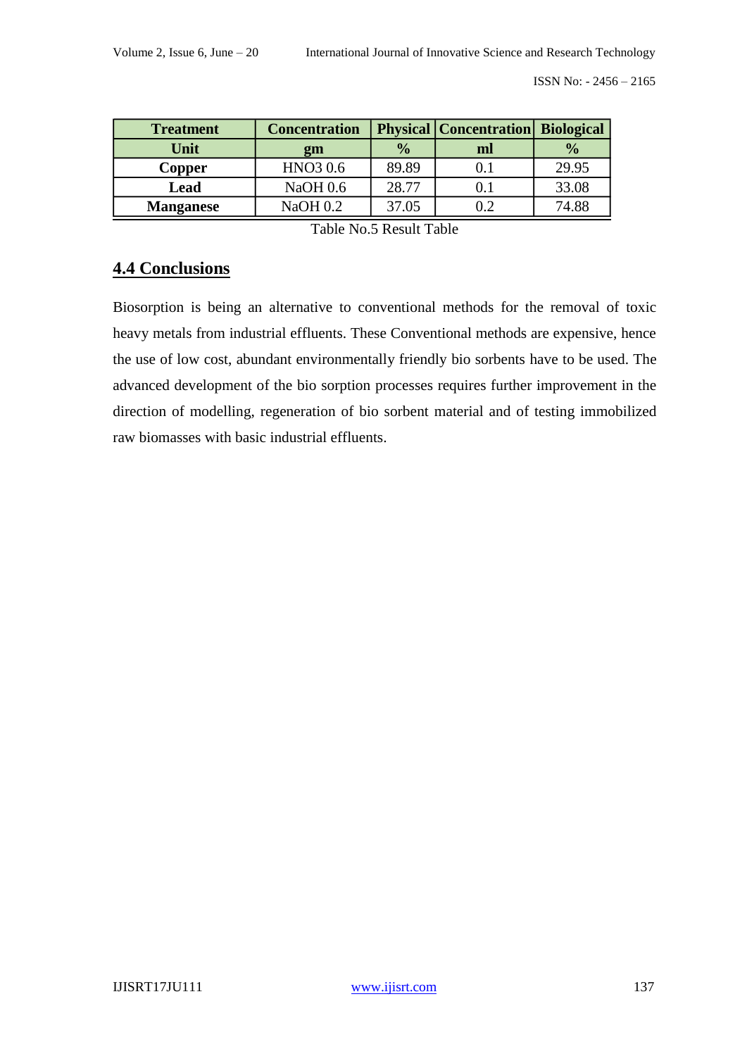| Treatment | Concentration | Physical | Concentration | Biological |
|---|---|---|---|---|
| **Unit** | **gm** | **%** | **ml** | **%** |
| **Copper** | $HNO_3$ 0.6 | 89.89 | 0.1 | 29.95 |
| **Lead** | NaOH 0.6 | 28.77 | 0.1 | 33.08 |
| **Manganese** | NaOH 0.2 | 37.05 | 0.2 | 74.88 |

Table No.5 Result Table

## 4.4 Conclusions

Biosorption is being an alternative to conventional methods for the removal of toxic heavy metals from industrial effluents. These Conventional methods are expensive, hence the use of low cost, abundant environmentally friendly bio sorbents have to be used. The advanced development of the bio sorption processes requires further improvement in the direction of modelling, regeneration of bio sorbent material and of testing immobilized raw biomasses with basic industrial effluents.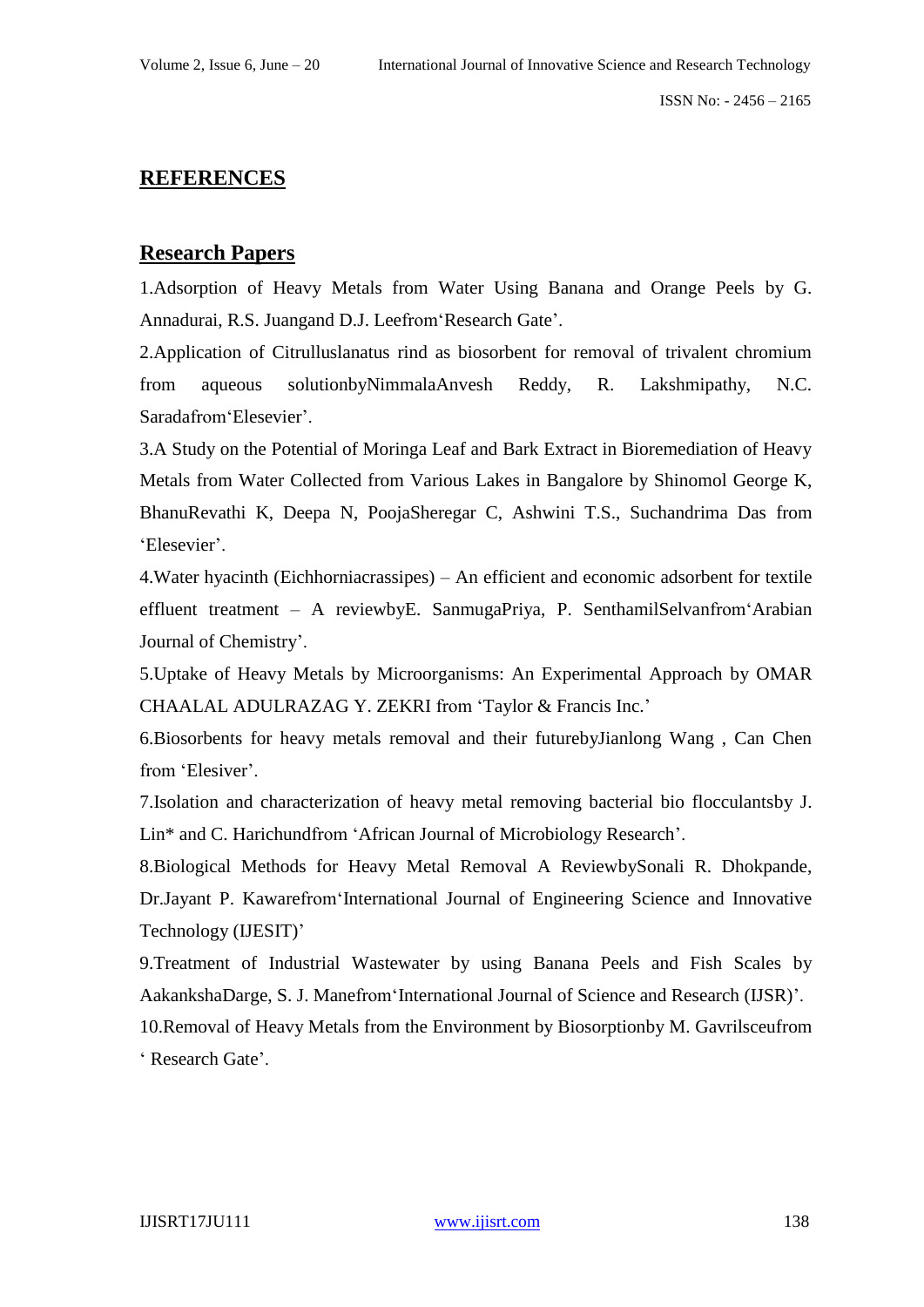## REFERENCES

## Research Papers

1.Adsorption of Heavy Metals from Water Using Banana and Orange Peels by G. Annadurai, R.S. Juangand D.J. Leefrom'Research Gate'.

2.Application of Citrulluslanatus rind as biosorbent for removal of trivalent chromium from aqueous solutionbyNimmalaAnvesh Reddy, R. Lakshmipathy, N.C. Saradafrom'Elesevier'.

3.A Study on the Potential of Moringa Leaf and Bark Extract in Bioremediation of Heavy Metals from Water Collected from Various Lakes in Bangalore by Shinomol George K, BhanuRevathi K, Deepa N, PoojaSheregar C, Ashwini T.S., Suchandrima Das from 'Elesevier'.

4.Water hyacinth (Eichhorniacrassipes) – An efficient and economic adsorbent for textile effluent treatment – A reviewbyE. SanmugaPriya, P. SenthamilSelvanfrom'Arabian Journal of Chemistry'.

5.Uptake of Heavy Metals by Microorganisms: An Experimental Approach by OMAR CHAALAL ADULRAZAG Y. ZEKRI from 'Taylor & Francis Inc.'

6.Biosorbents for heavy metals removal and their futurebyJianlong Wang , Can Chen from 'Elesiver'.

7.Isolation and characterization of heavy metal removing bacterial bio flocculantsby J. Lin* and C. Harichundfrom 'African Journal of Microbiology Research'.

8.Biological Methods for Heavy Metal Removal A ReviewbySonali R. Dhokpande, Dr.Jayant P. Kawarefrom'International Journal of Engineering Science and Innovative Technology (IJESIT)'

9.Treatment of Industrial Wastewater by using Banana Peels and Fish Scales by AakankshaDarge, S. J. Manefrom'International Journal of Science and Research (IJSR)'.

10.Removal of Heavy Metals from the Environment by Biosorptionby M. Gavrilsceufrom ' Research Gate'.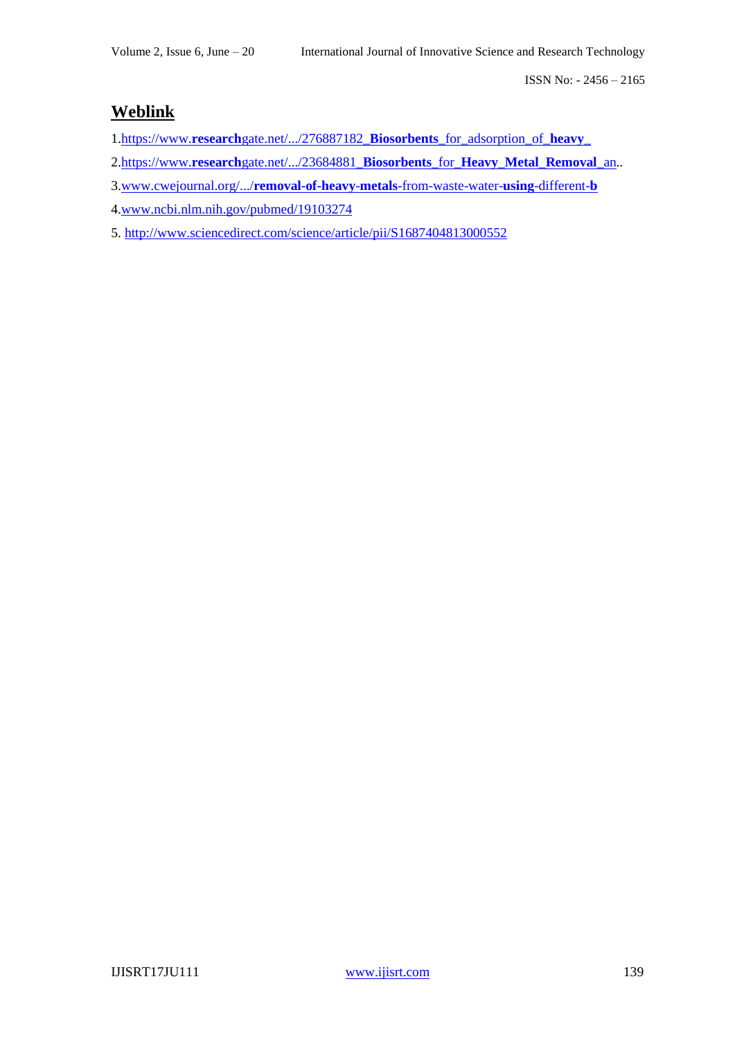# Weblink

1.https://www.researchgate.net/.../276887182_Biosorbents_for_adsorption_of_heavy_

2.https://www.researchgate.net/.../23684881_Biosorbents_for_Heavy_Metal_Removal_an..

3.www.cwejournal.org/.../removal-of-heavy-metals-from-waste-water-using-different-b

4.www.ncbi.nlm.nih.gov/pubmed/19103274

5. http://www.sciencedirect.com/science/article/pii/S1687404813000552